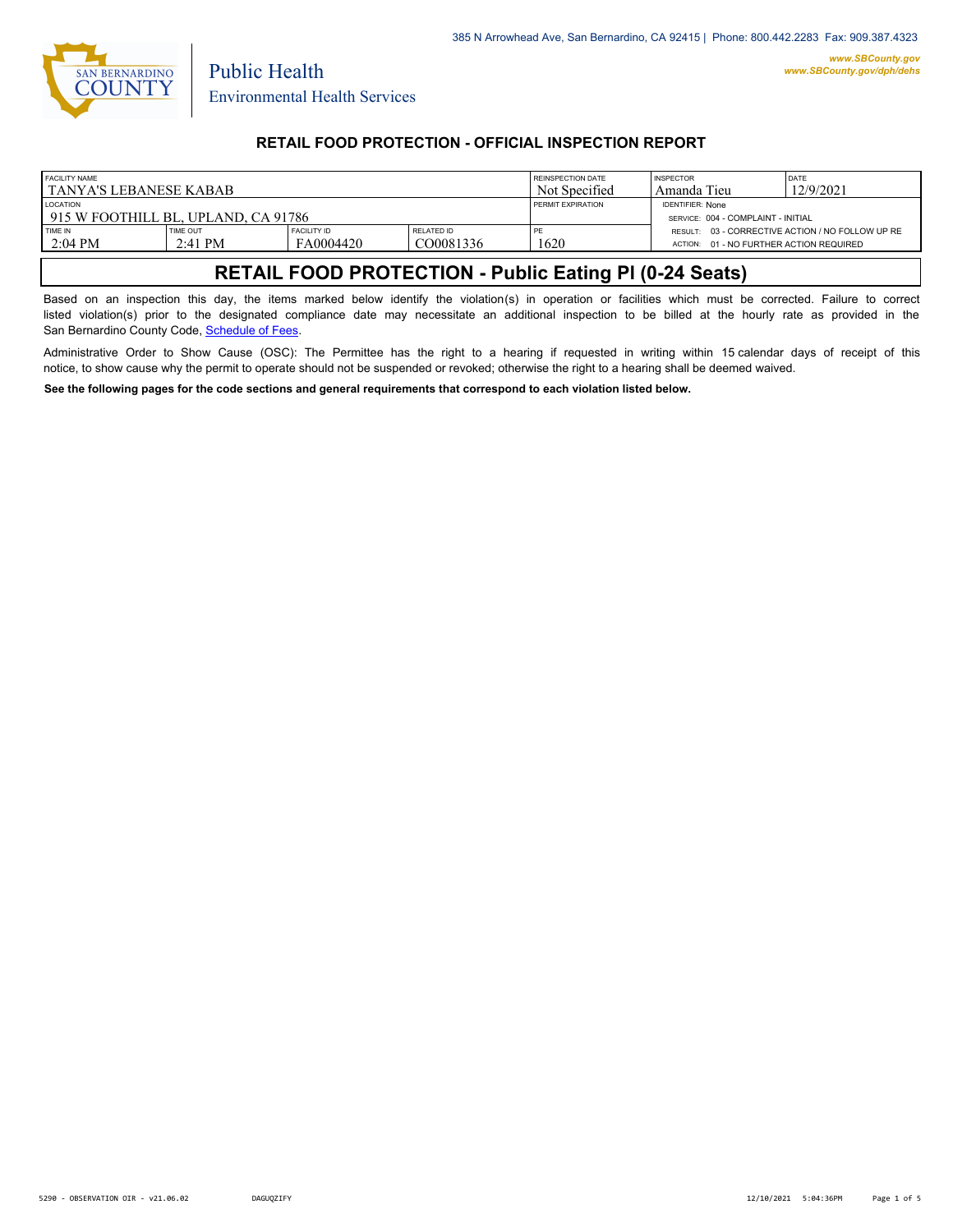385 N Arrowhead Ave, San Bernardino, CA 92415 | Phone: 800.442.2283 Fax: 909.387.4323

www.SBCounty.gov
www.SBCounty.gov/dph/dehs

Public Health
Environmental Health Services

## RETAIL FOOD PROTECTION - OFFICIAL INSPECTION REPORT

| FACILITY NAME | | | | REINSPECTION DATE | INSPECTOR | DATE |
|---|---|---|---|---|---|---|
| TANYA'S LEBANESE KABAB | | | | Not Specified | Amanda Tieu | 12/9/2021 |
| LOCATION | | | | PERMIT EXPIRATION | IDENTIFIER: None | |
| 915 W FOOTHILL BL, UPLAND, CA 91786 | | | | | SERVICE: 004 - COMPLAINT - INITIAL | |
| TIME IN | TIME OUT | FACILITY ID | RELATED ID | PE | RESULT: 03 - CORRECTIVE ACTION / NO FOLLOW UP RE | |
| 2:04 PM | 2:41 PM | FA0004420 | CO0081336 | 1620 | ACTION: 01 - NO FURTHER ACTION REQUIRED | |

## RETAIL FOOD PROTECTION - Public Eating Pl (0-24 Seats)

Based on an inspection this day, the items marked below identify the violation(s) in operation or facilities which must be corrected. Failure to correct listed violation(s) prior to the designated compliance date may necessitate an additional inspection to be billed at the hourly rate as provided in the San Bernardino County Code, Schedule of Fees.

Administrative Order to Show Cause (OSC): The Permittee has the right to a hearing if requested in writing within 15 calendar days of receipt of this notice, to show cause why the permit to operate should not be suspended or revoked; otherwise the right to a hearing shall be deemed waived.

**See the following pages for the code sections and general requirements that correspond to each violation listed below.**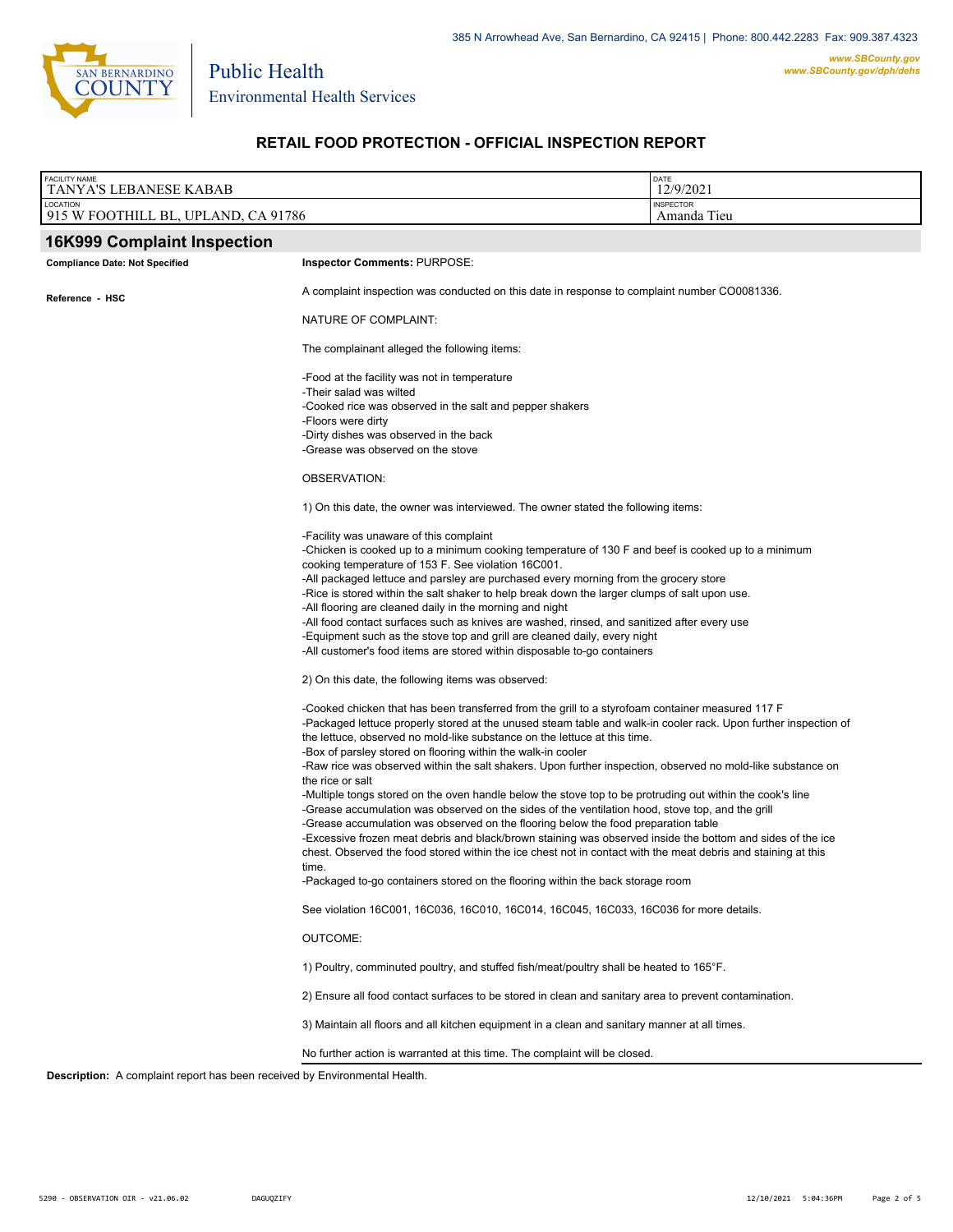Public Health
Environmental Health Services

385 N Arrowhead Ave, San Bernardino, CA 92415 | Phone: 800.442.2283 Fax: 909.387.4323
www.SBCounty.gov
www.SBCounty.gov/dph/dehs

## RETAIL FOOD PROTECTION - OFFICIAL INSPECTION REPORT

| FACILITY NAME | DATE |
| --- | --- |
| TANYA'S LEBANESE KABAB | 12/9/2021 |
| **LOCATION** | **INSPECTOR** |
| 915 W FOOTHILL BL, UPLAND, CA 91786 | Amanda Tieu |

### 16K999 Complaint Inspection

**Compliance Date: Not Specified**

**Reference - HSC**

**Inspector Comments:** PURPOSE:

A complaint inspection was conducted on this date in response to complaint number CO0081336.

NATURE OF COMPLAINT:

The complainant alleged the following items:

-Food at the facility was not in temperature
-Their salad was wilted
-Cooked rice was observed in the salt and pepper shakers
-Floors were dirty
-Dirty dishes was observed in the back
-Grease was observed on the stove

OBSERVATION:

1) On this date, the owner was interviewed. The owner stated the following items:

-Facility was unaware of this complaint
-Chicken is cooked up to a minimum cooking temperature of 130 F and beef is cooked up to a minimum cooking temperature of 153 F. See violation 16C001.
-All packaged lettuce and parsley are purchased every morning from the grocery store
-Rice is stored within the salt shaker to help break down the larger clumps of salt upon use.
-All flooring are cleaned daily in the morning and night
-All food contact surfaces such as knives are washed, rinsed, and sanitized after every use
-Equipment such as the stove top and grill are cleaned daily, every night
-All customer's food items are stored within disposable to-go containers

2) On this date, the following items was observed:

-Cooked chicken that has been transferred from the grill to a styrofoam container measured 117 F
-Packaged lettuce properly stored at the unused steam table and walk-in cooler rack. Upon further inspection of the lettuce, observed no mold-like substance on the lettuce at this time.
-Box of parsley stored on flooring within the walk-in cooler
-Raw rice was observed within the salt shakers. Upon further inspection, observed no mold-like substance on the rice or salt
-Multiple tongs stored on the oven handle below the stove top to be protruding out within the cook's line
-Grease accumulation was observed on the sides of the ventilation hood, stove top, and the grill
-Grease accumulation was observed on the flooring below the food preparation table
-Excessive frozen meat debris and black/brown staining was observed inside the bottom and sides of the ice chest. Observed the food stored within the ice chest not in contact with the meat debris and staining at this time.
-Packaged to-go containers stored on the flooring within the back storage room

See violation 16C001, 16C036, 16C010, 16C014, 16C045, 16C033, 16C036 for more details.

OUTCOME:

1) Poultry, comminuted poultry, and stuffed fish/meat/poultry shall be heated to 165°F.

2) Ensure all food contact surfaces to be stored in clean and sanitary area to prevent contamination.

3) Maintain all floors and all kitchen equipment in a clean and sanitary manner at all times.

No further action is warranted at this time. The complaint will be closed.

**Description:** A complaint report has been received by Environmental Health.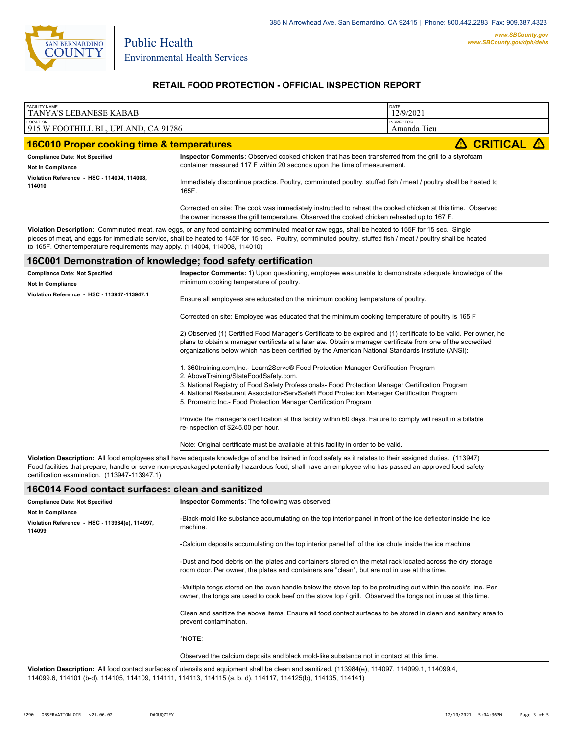# RETAIL FOOD PROTECTION - OFFICIAL INSPECTION REPORT

| FACILITY NAME | DATE |
|---|---|
| TANYA'S LEBANESE KABAB | 12/9/2021 |
| **LOCATION** | **INSPECTOR** |
| 915 W FOOTHILL BL, UPLAND, CA 91786 | Amanda Tieu |

## 16C010 Proper cooking time & temperatures ⚠ CRITICAL ⚠

**Compliance Date: Not Specified**

**Not In Compliance**

**Violation Reference - HSC - 114004, 114008, 114010**

**Inspector Comments:** Observed cooked chicken that has been transferred from the grill to a styrofoam container measured 117 F within 20 seconds upon the time of measurement.

Immediately discontinue practice. Poultry, comminuted poultry, stuffed fish / meat / poultry shall be heated to 165F.

Corrected on site: The cook was immediately instructed to reheat the cooked chicken at this time. Observed the owner increase the grill temperature. Observed the cooked chicken reheated up to 167 F.

**Violation Description:** Comminuted meat, raw eggs, or any food containing comminuted meat or raw eggs, shall be heated to 155F for 15 sec. Single pieces of meat, and eggs for immediate service, shall be heated to 145F for 15 sec. Poultry, comminuted poultry, stuffed fish / meat / poultry shall be heated to 165F. Other temperature requirements may apply. (114004, 114008, 114010)

## 16C001 Demonstration of knowledge; food safety certification

**Compliance Date: Not Specified**

**Not In Compliance**

**Violation Reference - HSC - 113947-113947.1**

**Inspector Comments:** 1) Upon questioning, employee was unable to demonstrate adequate knowledge of the minimum cooking temperature of poultry.

Ensure all employees are educated on the minimum cooking temperature of poultry.

Corrected on site: Employee was educated that the minimum cooking temperature of poultry is 165 F

2) Observed (1) Certified Food Manager's Certificate to be expired and (1) certificate to be valid. Per owner, he plans to obtain a manager certificate at a later ate. Obtain a manager certificate from one of the accredited organizations below which has been certified by the American National Standards Institute (ANSI):

1. 360training.com,Inc.- Learn2Serve® Food Protection Manager Certification Program
2. AboveTraining/StateFoodSafety.com.
3. National Registry of Food Safety Professionals- Food Protection Manager Certification Program
4. National Restaurant Association-ServSafe® Food Protection Manager Certification Program
5. Prometric Inc.- Food Protection Manager Certification Program

Provide the manager's certification at this facility within 60 days. Failure to comply will result in a billable re-inspection of $245.00 per hour.

Note: Original certificate must be available at this facility in order to be valid.

**Violation Description:** All food employees shall have adequate knowledge of and be trained in food safety as it relates to their assigned duties. (113947) Food facilities that prepare, handle or serve non-prepackaged potentially hazardous food, shall have an employee who has passed an approved food safety certification examination. (113947-113947.1)

## 16C014 Food contact surfaces: clean and sanitized

**Compliance Date: Not Specified**

**Not In Compliance**

**Violation Reference - HSC - 113984(e), 114097, 114099**

**Inspector Comments:** The following was observed:

-Black-mold like substance accumulating on the top interior panel in front of the ice deflector inside the ice machine.

-Calcium deposits accumulating on the top interior panel left of the ice chute inside the ice machine

-Dust and food debris on the plates and containers stored on the metal rack located across the dry storage room door. Per owner, the plates and containers are "clean", but are not in use at this time.

-Multiple tongs stored on the oven handle below the stove top to be protruding out within the cook's line. Per owner, the tongs are used to cook beef on the stove top / grill. Observed the tongs not in use at this time.

Clean and sanitize the above items. Ensure all food contact surfaces to be stored in clean and sanitary area to prevent contamination.

*NOTE:

Observed the calcium deposits and black mold-like substance not in contact at this time.

**Violation Description:** All food contact surfaces of utensils and equipment shall be clean and sanitized. (113984(e), 114097, 114099.1, 114099.4, 114099.6, 114101 (b-d), 114105, 114109, 114111, 114113, 114115 (a, b, d), 114117, 114125(b), 114135, 114141)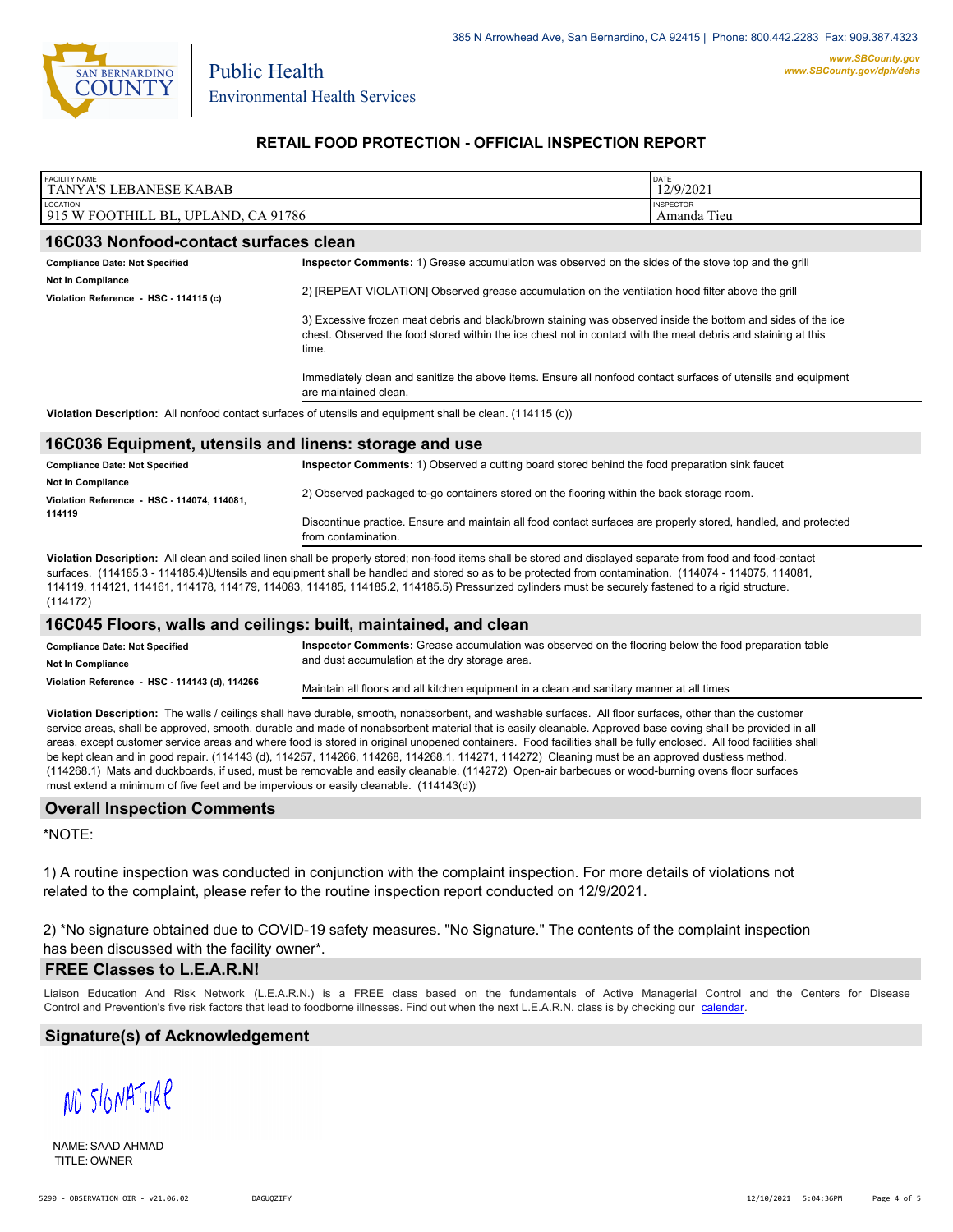385 N Arrowhead Ave, San Bernardino, CA 92415 | Phone: 800.442.2283 Fax: 909.387.4323

www.SBCounty.gov
www.SBCounty.gov/dph/dehs

SAN BERNARDINO COUNTY

Public Health
Environmental Health Services

## RETAIL FOOD PROTECTION - OFFICIAL INSPECTION REPORT

| FACILITY NAME | DATE |
|---|---|
| TANYA'S LEBANESE KABAB | 12/9/2021 |
| **LOCATION** | **INSPECTOR** |
| 915 W FOOTHILL BL, UPLAND, CA 91786 | Amanda Tieu |

### 16C033 Nonfood-contact surfaces clean

**Compliance Date: Not Specified**

**Not In Compliance**

**Violation Reference - HSC - 114115 (c)**

**Inspector Comments:** 1) Grease accumulation was observed on the sides of the stove top and the grill

2) [REPEAT VIOLATION] Observed grease accumulation on the ventilation hood filter above the grill

3) Excessive frozen meat debris and black/brown staining was observed inside the bottom and sides of the ice chest. Observed the food stored within the ice chest not in contact with the meat debris and staining at this time.

Immediately clean and sanitize the above items. Ensure all nonfood contact surfaces of utensils and equipment are maintained clean.

**Violation Description:** All nonfood contact surfaces of utensils and equipment shall be clean. (114115 (c))

### 16C036 Equipment, utensils and linens: storage and use

**Compliance Date: Not Specified**

**Not In Compliance**

**Violation Reference - HSC - 114074, 114081, 114119**

**Inspector Comments:** 1) Observed a cutting board stored behind the food preparation sink faucet

2) Observed packaged to-go containers stored on the flooring within the back storage room.

Discontinue practice. Ensure and maintain all food contact surfaces are properly stored, handled, and protected from contamination.

**Violation Description:** All clean and soiled linen shall be properly stored; non-food items shall be stored and displayed separate from food and food-contact surfaces. (114185.3 - 114185.4)Utensils and equipment shall be handled and stored so as to be protected from contamination. (114074 - 114075, 114081, 114119, 114121, 114161, 114178, 114179, 114083, 114185, 114185.2, 114185.5) Pressurized cylinders must be securely fastened to a rigid structure. (114172)

### 16C045 Floors, walls and ceilings: built, maintained, and clean

**Compliance Date: Not Specified**

**Not In Compliance**

**Violation Reference - HSC - 114143 (d), 114266**

**Inspector Comments:** Grease accumulation was observed on the flooring below the food preparation table and dust accumulation at the dry storage area.

Maintain all floors and all kitchen equipment in a clean and sanitary manner at all times

**Violation Description:** The walls / ceilings shall have durable, smooth, nonabsorbent, and washable surfaces. All floor surfaces, other than the customer service areas, shall be approved, smooth, durable and made of nonabsorbent material that is easily cleanable. Approved base coving shall be provided in all areas, except customer service areas and where food is stored in original unopened containers. Food facilities shall be fully enclosed. All food facilities shall be kept clean and in good repair. (114143 (d), 114257, 114266, 114268, 114268.1, 114271, 114272) Cleaning must be an approved dustless method. (114268.1) Mats and duckboards, if used, must be removable and easily cleanable. (114272) Open-air barbecues or wood-burning ovens floor surfaces must extend a minimum of five feet and be impervious or easily cleanable. (114143(d))

### Overall Inspection Comments

*NOTE:

1) A routine inspection was conducted in conjunction with the complaint inspection. For more details of violations not related to the complaint, please refer to the routine inspection report conducted on 12/9/2021.

2) *No signature obtained due to COVID-19 safety measures. "No Signature." The contents of the complaint inspection has been discussed with the facility owner*.

### FREE Classes to L.E.A.R.N!

Liaison Education And Risk Network (L.E.A.R.N.) is a FREE class based on the fundamentals of Active Managerial Control and the Centers for Disease Control and Prevention's five risk factors that lead to foodborne illnesses. Find out when the next L.E.A.R.N. class is by checking our calendar.

### Signature(s) of Acknowledgement

NO SIGNATURE

NAME: SAAD AHMAD
TITLE: OWNER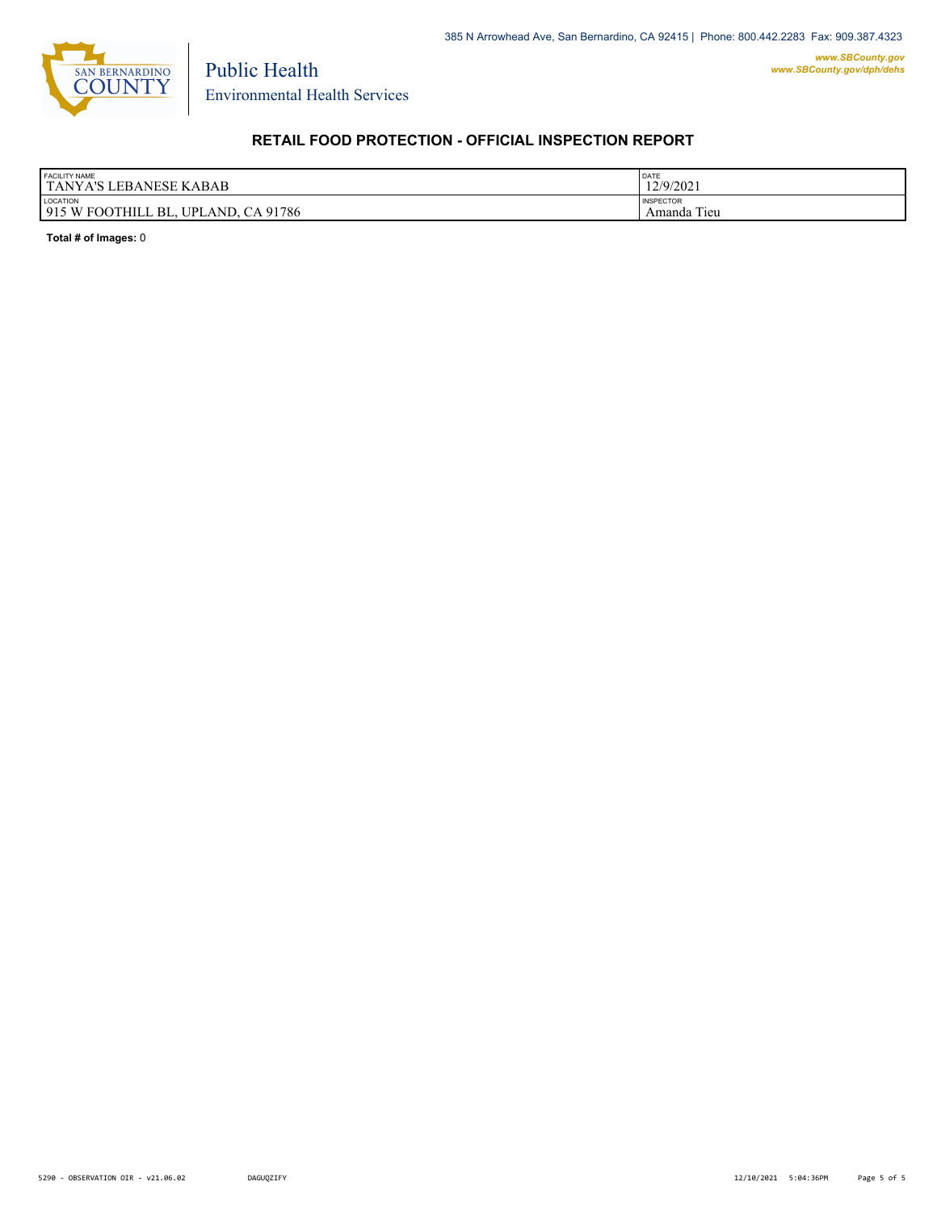385 N Arrowhead Ave, San Bernardino, CA 92415 | Phone: 800.442.2283 Fax: 909.387.4323

*www.SBCounty.gov*
*www.SBCounty.gov/dph/dehs*

Public Health
Environmental Health Services

## RETAIL FOOD PROTECTION - OFFICIAL INSPECTION REPORT

| FACILITY NAME | DATE |
|---|---|
| TANYA'S LEBANESE KABAB | 12/9/2021 |
| **LOCATION** | **INSPECTOR** |
| 915 W FOOTHILL BL, UPLAND, CA 91786 | Amanda Tieu |

**Total # of Images:** 0

5290 - OBSERVATION OIR - v21.06.02 DAGUQZIFY 12/10/2021 5:04:36PM